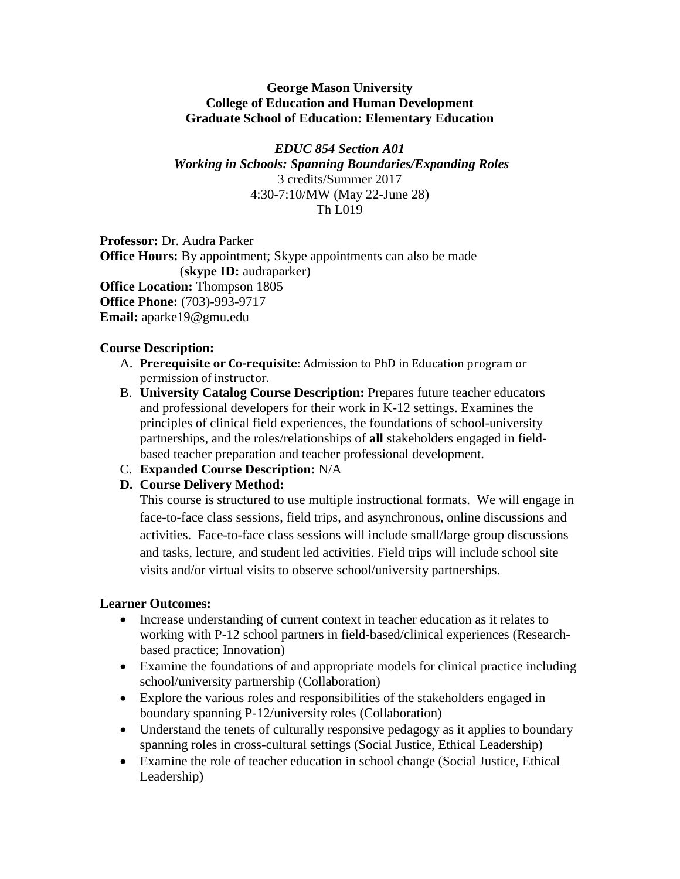**George Mason University**
**College of Education and Human Development**
**Graduate School of Education: Elementary Education**

***EDUC 854 Section A01***
***Working in Schools: Spanning Boundaries/Expanding Roles***
3 credits/Summer 2017
4:30-7:10/MW (May 22-June 28)
Th L019

**Professor:** Dr. Audra Parker
**Office Hours:** By appointment; Skype appointments can also be made (**skype ID:** audraparker)
**Office Location:** Thompson 1805
**Office Phone:** (703)-993-9717
**Email:** aparke19@gmu.edu

**Course Description:**

A. **Prerequisite or Co-requisite**: Admission to PhD in Education program or permission of instructor.
B. **University Catalog Course Description:** Prepares future teacher educators and professional developers for their work in K-12 settings. Examines the principles of clinical field experiences, the foundations of school-university partnerships, and the roles/relationships of **all** stakeholders engaged in field-based teacher preparation and teacher professional development.
C. **Expanded Course Description:** N/A
D. **Course Delivery Method:**
   This course is structured to use multiple instructional formats. We will engage in face-to-face class sessions, field trips, and asynchronous, online discussions and activities. Face-to-face class sessions will include small/large group discussions and tasks, lecture, and student led activities. Field trips will include school site visits and/or virtual visits to observe school/university partnerships.

**Learner Outcomes:**

- Increase understanding of current context in teacher education as it relates to working with P-12 school partners in field-based/clinical experiences (Research-based practice; Innovation)
- Examine the foundations of and appropriate models for clinical practice including school/university partnership (Collaboration)
- Explore the various roles and responsibilities of the stakeholders engaged in boundary spanning P-12/university roles (Collaboration)
- Understand the tenets of culturally responsive pedagogy as it applies to boundary spanning roles in cross-cultural settings (Social Justice, Ethical Leadership)
- Examine the role of teacher education in school change (Social Justice, Ethical Leadership)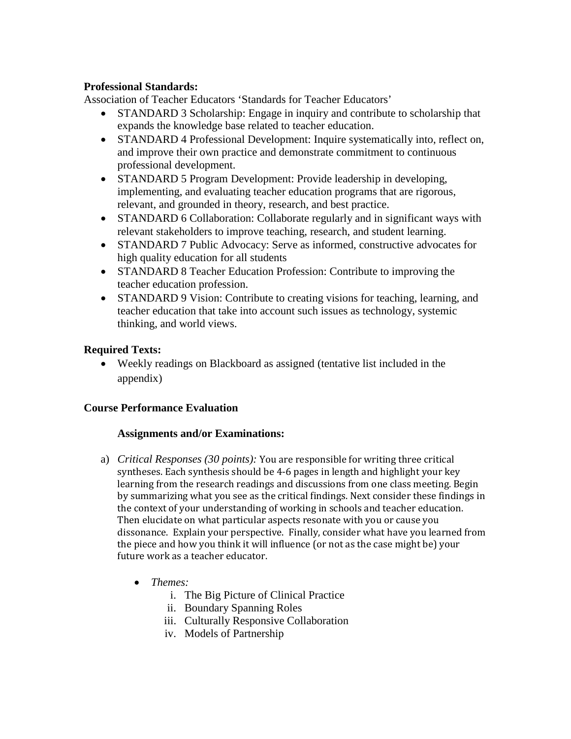**Professional Standards:**

Association of Teacher Educators 'Standards for Teacher Educators'

- STANDARD 3 Scholarship: Engage in inquiry and contribute to scholarship that expands the knowledge base related to teacher education.
- STANDARD 4 Professional Development: Inquire systematically into, reflect on, and improve their own practice and demonstrate commitment to continuous professional development.
- STANDARD 5 Program Development: Provide leadership in developing, implementing, and evaluating teacher education programs that are rigorous, relevant, and grounded in theory, research, and best practice.
- STANDARD 6 Collaboration: Collaborate regularly and in significant ways with relevant stakeholders to improve teaching, research, and student learning.
- STANDARD 7 Public Advocacy: Serve as informed, constructive advocates for high quality education for all students
- STANDARD 8 Teacher Education Profession: Contribute to improving the teacher education profession.
- STANDARD 9 Vision: Contribute to creating visions for teaching, learning, and teacher education that take into account such issues as technology, systemic thinking, and world views.

**Required Texts:**

- Weekly readings on Blackboard as assigned (tentative list included in the appendix)

**Course Performance Evaluation**

**Assignments and/or Examinations:**

a) *Critical Responses (30 points):* You are responsible for writing three critical syntheses. Each synthesis should be 4-6 pages in length and highlight your key learning from the research readings and discussions from one class meeting. Begin by summarizing what you see as the critical findings. Next consider these findings in the context of your understanding of working in schools and teacher education. Then elucidate on what particular aspects resonate with you or cause you dissonance. Explain your perspective. Finally, consider what have you learned from the piece and how you think it will influence (or not as the case might be) your future work as a teacher educator.

- *Themes:*
  1. The Big Picture of Clinical Practice
  2. Boundary Spanning Roles
  3. Culturally Responsive Collaboration
  4. Models of Partnership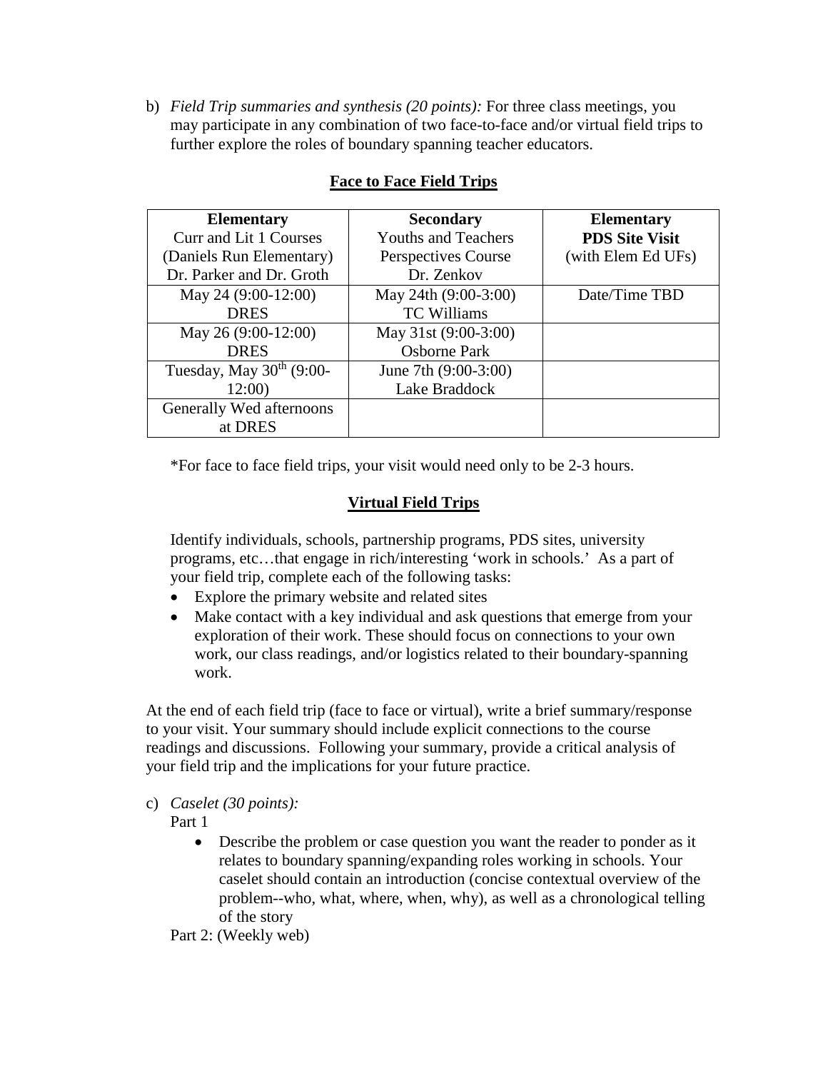b) *Field Trip summaries and synthesis (20 points):* For three class meetings, you may participate in any combination of two face-to-face and/or virtual field trips to further explore the roles of boundary spanning teacher educators.

## <u>Face to Face Field Trips</u>

| **Elementary**<br>Curr and Lit 1 Courses<br>(Daniels Run Elementary)<br>Dr. Parker and Dr. Groth | **Secondary**<br>Youths and Teachers<br>Perspectives Course<br>Dr. Zenkov | **Elementary**<br>**PDS Site Visit**<br>(with Elem Ed UFs) |
|---|---|---|
| May 24 (9:00-12:00)<br>DRES | May 24th (9:00-3:00)<br>TC Williams | Date/Time TBD |
| May 26 (9:00-12:00)<br>DRES | May 31st (9:00-3:00)<br>Osborne Park | |
| Tuesday, May 30th (9:00-12:00) | June 7th (9:00-3:00)<br>Lake Braddock | |
| Generally Wed afternoons at DRES | | |

*For face to face field trips, your visit would need only to be 2-3 hours.

## <u>Virtual Field Trips</u>

Identify individuals, schools, partnership programs, PDS sites, university programs, etc…that engage in rich/interesting 'work in schools.' As a part of your field trip, complete each of the following tasks:

- Explore the primary website and related sites
- Make contact with a key individual and ask questions that emerge from your exploration of their work. These should focus on connections to your own work, our class readings, and/or logistics related to their boundary-spanning work.

At the end of each field trip (face to face or virtual), write a brief summary/response to your visit. Your summary should include explicit connections to the course readings and discussions. Following your summary, provide a critical analysis of your field trip and the implications for your future practice.

c) *Caselet (30 points):*

Part 1

- Describe the problem or case question you want the reader to ponder as it relates to boundary spanning/expanding roles working in schools. Your caselet should contain an introduction (concise contextual overview of the problem--who, what, where, when, why), as well as a chronological telling of the story

Part 2: (Weekly web)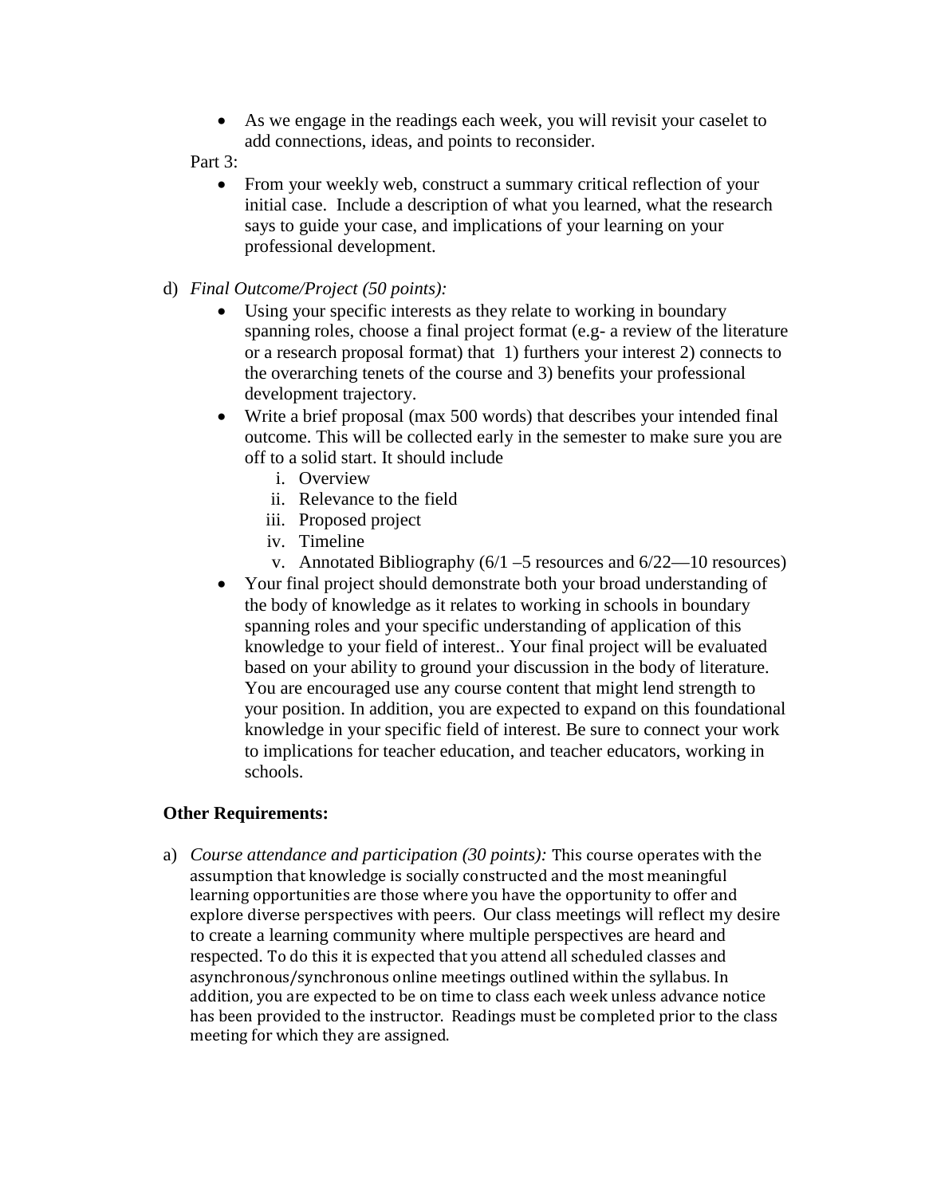- As we engage in the readings each week, you will revisit your caselet to add connections, ideas, and points to reconsider.

Part 3:

- From your weekly web, construct a summary critical reflection of your initial case. Include a description of what you learned, what the research says to guide your case, and implications of your learning on your professional development.

d) *Final Outcome/Project (50 points):*

- Using your specific interests as they relate to working in boundary spanning roles, choose a final project format (e.g- a review of the literature or a research proposal format) that 1) furthers your interest 2) connects to the overarching tenets of the course and 3) benefits your professional development trajectory.
- Write a brief proposal (max 500 words) that describes your intended final outcome. This will be collected early in the semester to make sure you are off to a solid start. It should include
    i. Overview
    ii. Relevance to the field
    iii. Proposed project
    iv. Timeline
    v. Annotated Bibliography (6/1 –5 resources and 6/22—10 resources)
- Your final project should demonstrate both your broad understanding of the body of knowledge as it relates to working in schools in boundary spanning roles and your specific understanding of application of this knowledge to your field of interest.. Your final project will be evaluated based on your ability to ground your discussion in the body of literature. You are encouraged use any course content that might lend strength to your position. In addition, you are expected to expand on this foundational knowledge in your specific field of interest. Be sure to connect your work to implications for teacher education, and teacher educators, working in schools.

**Other Requirements:**

a) *Course attendance and participation (30 points):* This course operates with the assumption that knowledge is socially constructed and the most meaningful learning opportunities are those where you have the opportunity to offer and explore diverse perspectives with peers. Our class meetings will reflect my desire to create a learning community where multiple perspectives are heard and respected. To do this it is expected that you attend all scheduled classes and asynchronous/synchronous online meetings outlined within the syllabus. In addition, you are expected to be on time to class each week unless advance notice has been provided to the instructor. Readings must be completed prior to the class meeting for which they are assigned.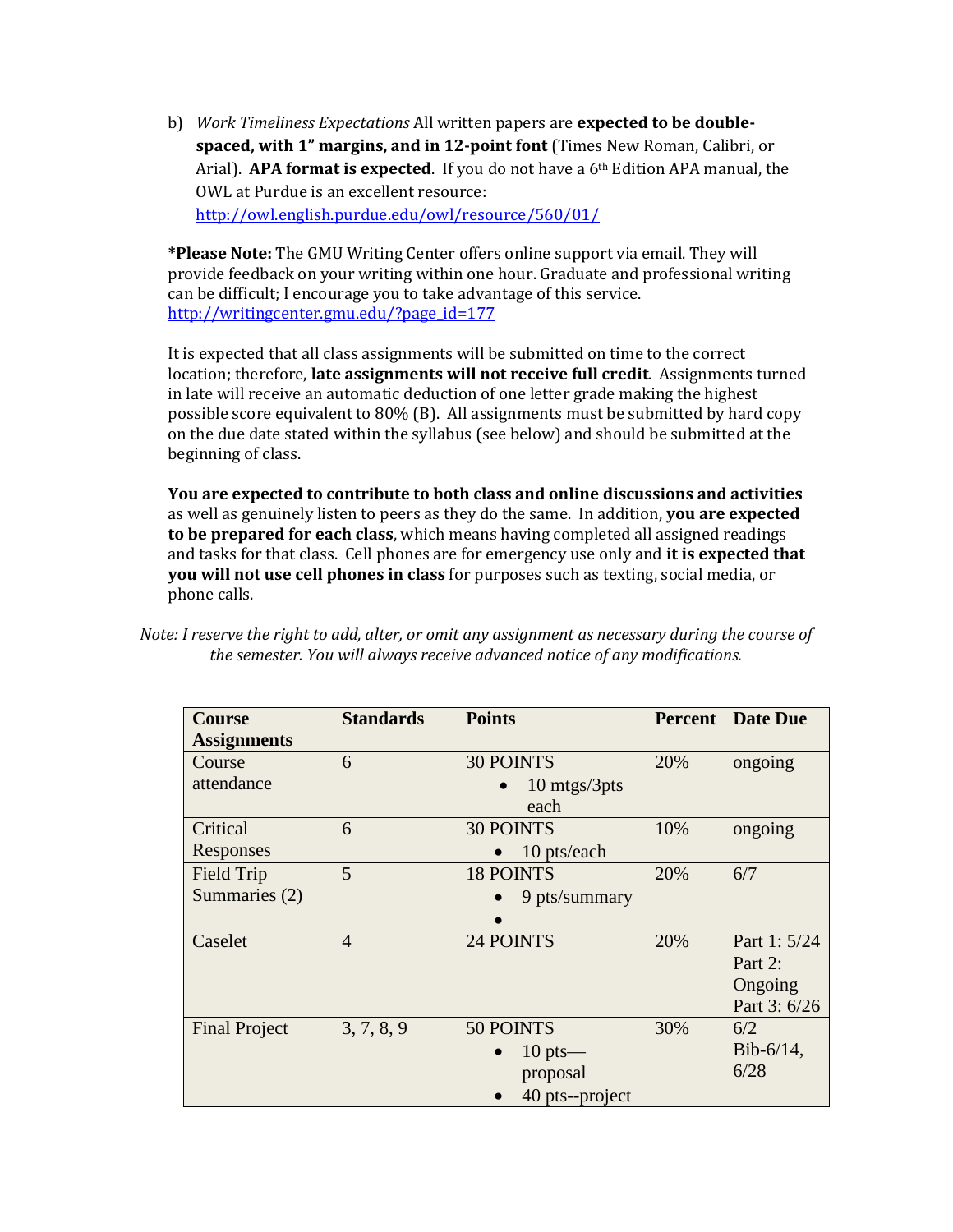b) *Work Timeliness Expectations* All written papers are **expected to be double-spaced, with 1" margins, and in 12-point font** (Times New Roman, Calibri, or Arial). **APA format is expected**. If you do not have a 6th Edition APA manual, the OWL at Purdue is an excellent resource: http://owl.english.purdue.edu/owl/resource/560/01/

***Please Note:** The GMU Writing Center offers online support via email. They will provide feedback on your writing within one hour. Graduate and professional writing can be difficult; I encourage you to take advantage of this service. http://writingcenter.gmu.edu/?page_id=177

It is expected that all class assignments will be submitted on time to the correct location; therefore, **late assignments will not receive full credit**. Assignments turned in late will receive an automatic deduction of one letter grade making the highest possible score equivalent to 80% (B). All assignments must be submitted by hard copy on the due date stated within the syllabus (see below) and should be submitted at the beginning of class.

**You are expected to contribute to both class and online discussions and activities** as well as genuinely listen to peers as they do the same. In addition, **you are expected to be prepared for each class**, which means having completed all assigned readings and tasks for that class. Cell phones are for emergency use only and **it is expected that you will not use cell phones in class** for purposes such as texting, social media, or phone calls.

*Note: I reserve the right to add, alter, or omit any assignment as necessary during the course of the semester. You will always receive advanced notice of any modifications.*

| Course Assignments | Standards | Points | Percent | Date Due |
|---|---|---|---|---|
| Course attendance | 6 | 30 POINTS<br>• 10 mtgs/3pts each | 20% | ongoing |
| Critical Responses | 6 | 30 POINTS<br>• 10 pts/each | 10% | ongoing |
| Field Trip Summaries (2) | 5 | 18 POINTS<br>• 9 pts/summary<br>• | 20% | 6/7 |
| Caselet | 4 | 24 POINTS | 20% | Part 1: 5/24<br>Part 2: Ongoing<br>Part 3: 6/26 |
| Final Project | 3, 7, 8, 9 | 50 POINTS<br>• 10 pts—proposal<br>• 40 pts--project | 30% | 6/2<br>Bib-6/14,<br>6/28 |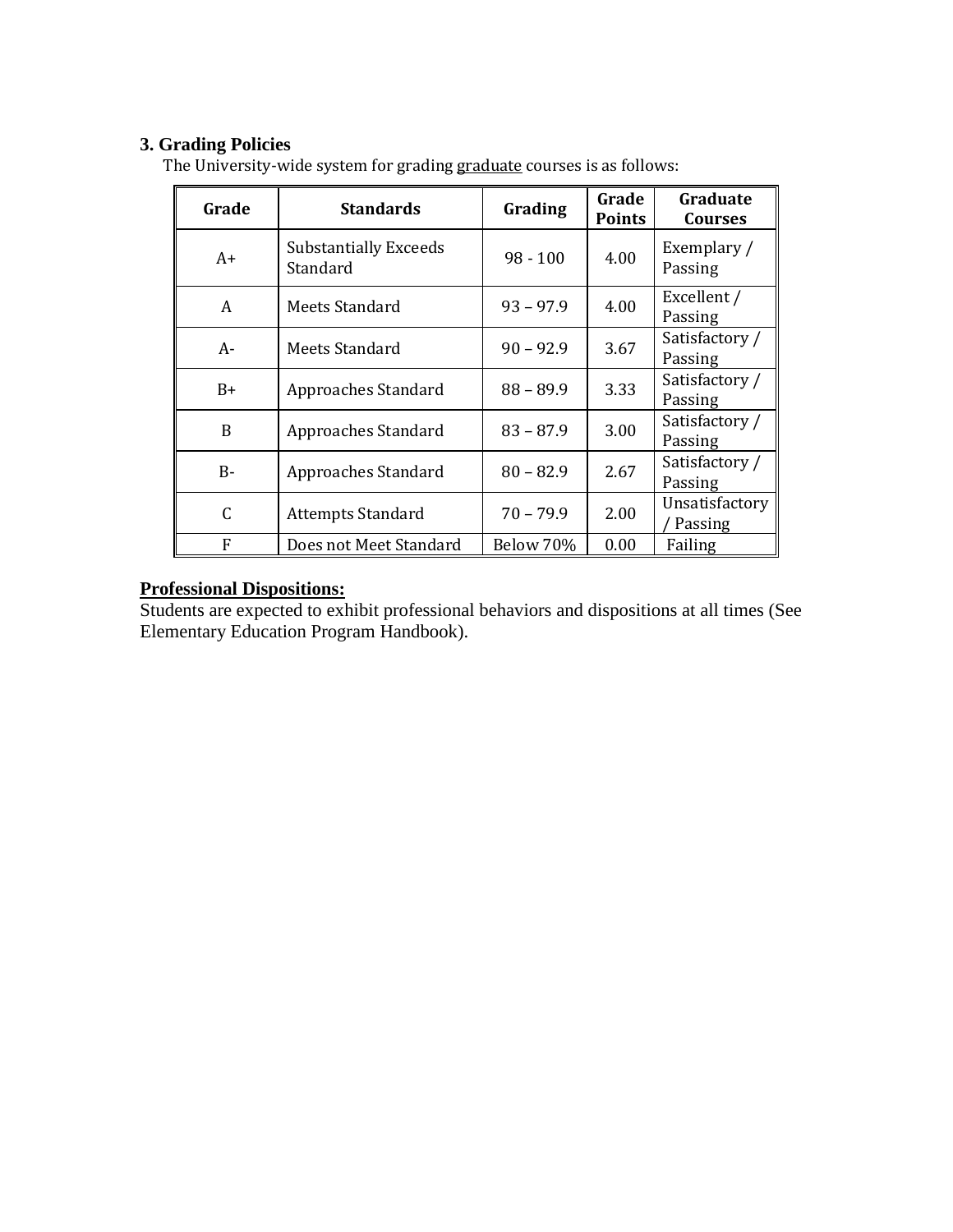### 3. Grading Policies

The University-wide system for grading graduate courses is as follows:

| Grade | Standards | Grading | Grade Points | Graduate Courses |
|---|---|---|---|---|
| A+ | Substantially Exceeds Standard | 98 - 100 | 4.00 | Exemplary / Passing |
| A | Meets Standard | 93 – 97.9 | 4.00 | Excellent / Passing |
| A- | Meets Standard | 90 – 92.9 | 3.67 | Satisfactory / Passing |
| B+ | Approaches Standard | 88 – 89.9 | 3.33 | Satisfactory / Passing |
| B | Approaches Standard | 83 – 87.9 | 3.00 | Satisfactory / Passing |
| B- | Approaches Standard | 80 – 82.9 | 2.67 | Satisfactory / Passing |
| C | Attempts Standard | 70 – 79.9 | 2.00 | Unsatisfactory / Passing |
| F | Does not Meet Standard | Below 70% | 0.00 | Failing |

**Professional Dispositions:**

Students are expected to exhibit professional behaviors and dispositions at all times (See Elementary Education Program Handbook).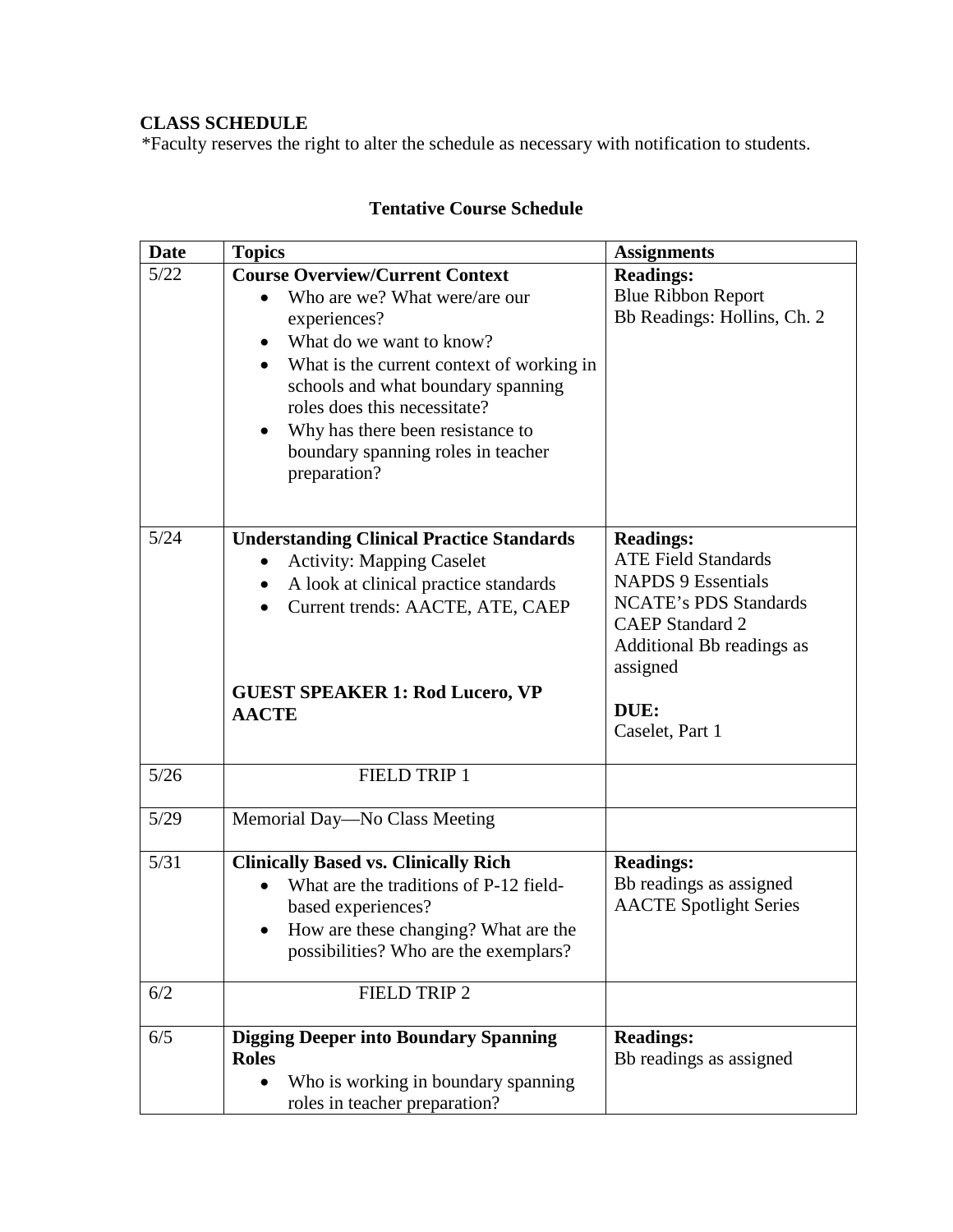**CLASS SCHEDULE**

*Faculty reserves the right to alter the schedule as necessary with notification to students.

**Tentative Course Schedule**

| Date | Topics | Assignments |
|---|---|---|
| 5/22 | **Course Overview/Current Context**<br>• Who are we? What were/are our experiences?<br>• What do we want to know?<br>• What is the current context of working in schools and what boundary spanning roles does this necessitate?<br>• Why has there been resistance to boundary spanning roles in teacher preparation? | **Readings:**<br>Blue Ribbon Report<br>Bb Readings: Hollins, Ch. 2 |
| 5/24 | **Understanding Clinical Practice Standards**<br>• Activity: Mapping Caselet<br>• A look at clinical practice standards<br>• Current trends: AACTE, ATE, CAEP<br><br>**GUEST SPEAKER 1: Rod Lucero, VP AACTE** | **Readings:**<br>ATE Field Standards<br>NAPDS 9 Essentials<br>NCATE's PDS Standards<br>CAEP Standard 2<br>Additional Bb readings as assigned<br><br>**DUE:**<br>Caselet, Part 1 |
| 5/26 | FIELD TRIP 1 | |
| 5/29 | Memorial Day—No Class Meeting | |
| 5/31 | **Clinically Based vs. Clinically Rich**<br>• What are the traditions of P-12 field-based experiences?<br>• How are these changing? What are the possibilities? Who are the exemplars? | **Readings:**<br>Bb readings as assigned<br>AACTE Spotlight Series |
| 6/2 | FIELD TRIP 2 | |
| 6/5 | **Digging Deeper into Boundary Spanning Roles**<br>• Who is working in boundary spanning roles in teacher preparation? | **Readings:**<br>Bb readings as assigned |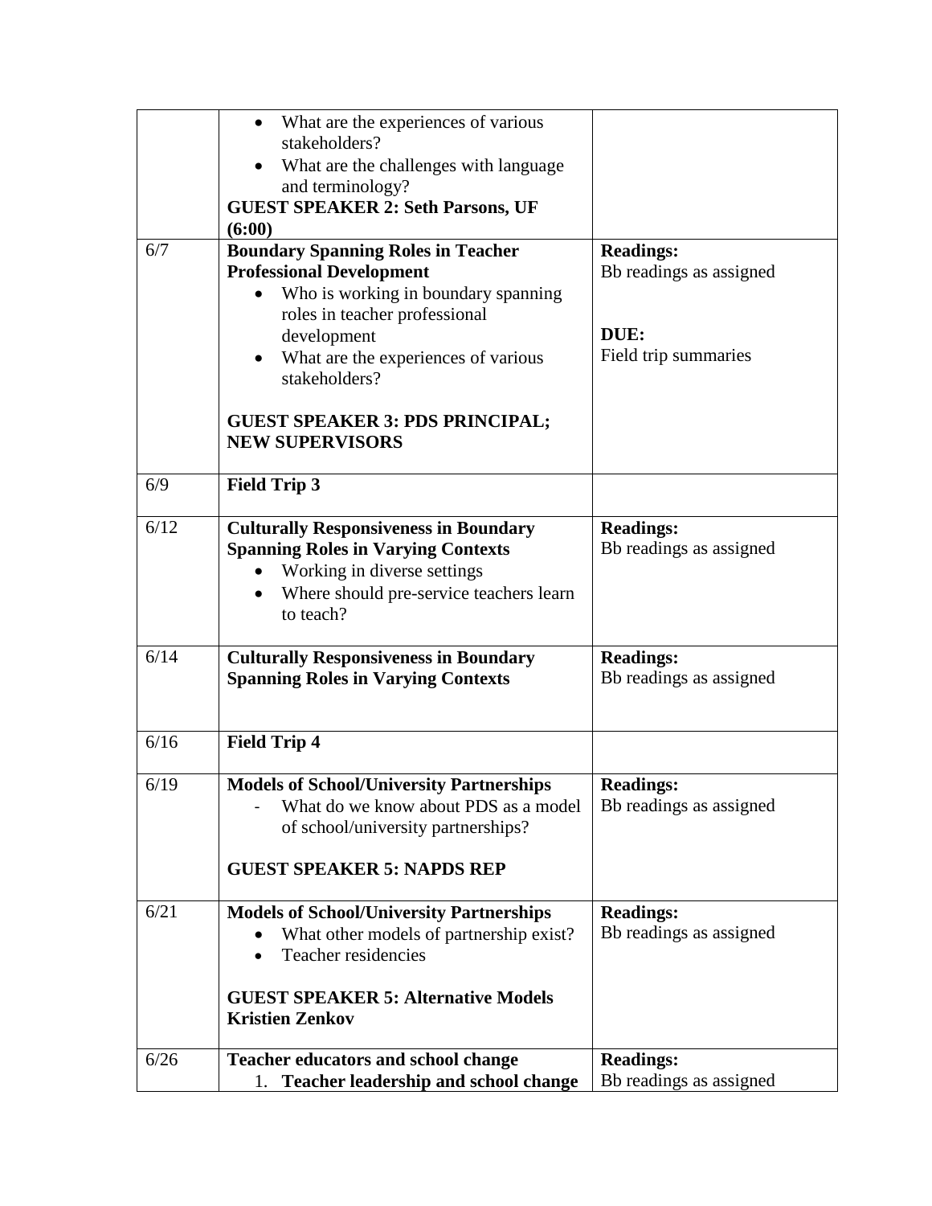| | | |
|---|---|---|
| | • What are the experiences of various stakeholders?<br>• What are the challenges with language and terminology?<br>**GUEST SPEAKER 2: Seth Parsons, UF (6:00)** | |
| 6/7 | **Boundary Spanning Roles in Teacher Professional Development**<br>• Who is working in boundary spanning roles in teacher professional development<br>• What are the experiences of various stakeholders?<br><br>**GUEST SPEAKER 3: PDS PRINCIPAL; NEW SUPERVISORS** | **Readings:**<br>Bb readings as assigned<br><br>**DUE:**<br>Field trip summaries |
| 6/9 | **Field Trip 3** | |
| 6/12 | **Culturally Responsiveness in Boundary Spanning Roles in Varying Contexts**<br>• Working in diverse settings<br>• Where should pre-service teachers learn to teach? | **Readings:**<br>Bb readings as assigned |
| 6/14 | **Culturally Responsiveness in Boundary Spanning Roles in Varying Contexts** | **Readings:**<br>Bb readings as assigned |
| 6/16 | **Field Trip 4** | |
| 6/19 | **Models of School/University Partnerships**<br>- What do we know about PDS as a model of school/university partnerships?<br><br>**GUEST SPEAKER 5: NAPDS REP** | **Readings:**<br>Bb readings as assigned |
| 6/21 | **Models of School/University Partnerships**<br>• What other models of partnership exist?<br>• Teacher residencies<br><br>**GUEST SPEAKER 5: Alternative Models Kristien Zenkov** | **Readings:**<br>Bb readings as assigned |
| 6/26 | **Teacher educators and school change**<br>1. **Teacher leadership and school change** | **Readings:**<br>Bb readings as assigned |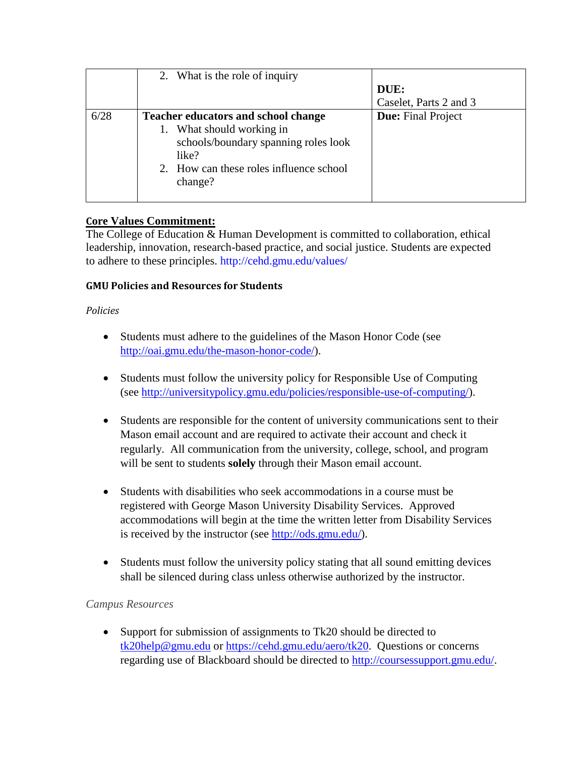| | | |
|---|---|---|
| | 2. What is the role of inquiry | **DUE:**<br>Caselet, Parts 2 and 3 |
| 6/28 | **Teacher educators and school change**<br>1. What should working in schools/boundary spanning roles look like?<br>2. How can these roles influence school change? | **Due:** Final Project |

**Core Values Commitment:**
The College of Education & Human Development is committed to collaboration, ethical leadership, innovation, research-based practice, and social justice. Students are expected to adhere to these principles. http://cehd.gmu.edu/values/

**GMU Policies and Resources for Students**

*Policies*

- Students must adhere to the guidelines of the Mason Honor Code (see http://oai.gmu.edu/the-mason-honor-code/).

- Students must follow the university policy for Responsible Use of Computing (see http://universitypolicy.gmu.edu/policies/responsible-use-of-computing/).

- Students are responsible for the content of university communications sent to their Mason email account and are required to activate their account and check it regularly. All communication from the university, college, school, and program will be sent to students **solely** through their Mason email account.

- Students with disabilities who seek accommodations in a course must be registered with George Mason University Disability Services. Approved accommodations will begin at the time the written letter from Disability Services is received by the instructor (see http://ods.gmu.edu/).

- Students must follow the university policy stating that all sound emitting devices shall be silenced during class unless otherwise authorized by the instructor.

*Campus Resources*

- Support for submission of assignments to Tk20 should be directed to tk20help@gmu.edu or https://cehd.gmu.edu/aero/tk20. Questions or concerns regarding use of Blackboard should be directed to http://coursessupport.gmu.edu/.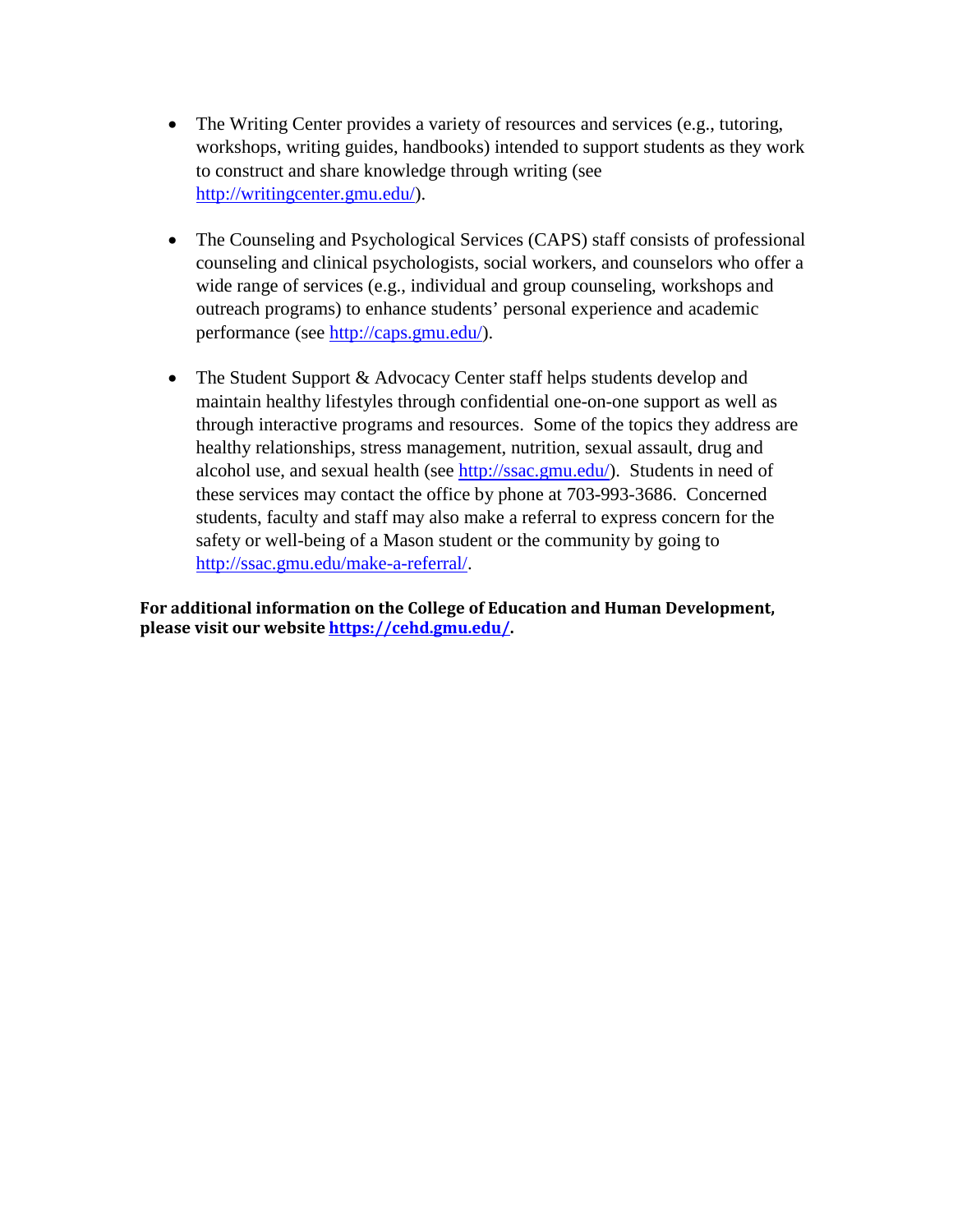- The Writing Center provides a variety of resources and services (e.g., tutoring, workshops, writing guides, handbooks) intended to support students as they work to construct and share knowledge through writing (see http://writingcenter.gmu.edu/).

- The Counseling and Psychological Services (CAPS) staff consists of professional counseling and clinical psychologists, social workers, and counselors who offer a wide range of services (e.g., individual and group counseling, workshops and outreach programs) to enhance students' personal experience and academic performance (see http://caps.gmu.edu/).

- The Student Support & Advocacy Center staff helps students develop and maintain healthy lifestyles through confidential one-on-one support as well as through interactive programs and resources. Some of the topics they address are healthy relationships, stress management, nutrition, sexual assault, drug and alcohol use, and sexual health (see http://ssac.gmu.edu/). Students in need of these services may contact the office by phone at 703-993-3686. Concerned students, faculty and staff may also make a referral to express concern for the safety or well-being of a Mason student or the community by going to http://ssac.gmu.edu/make-a-referral/.

**For additional information on the College of Education and Human Development, please visit our website https://cehd.gmu.edu/.**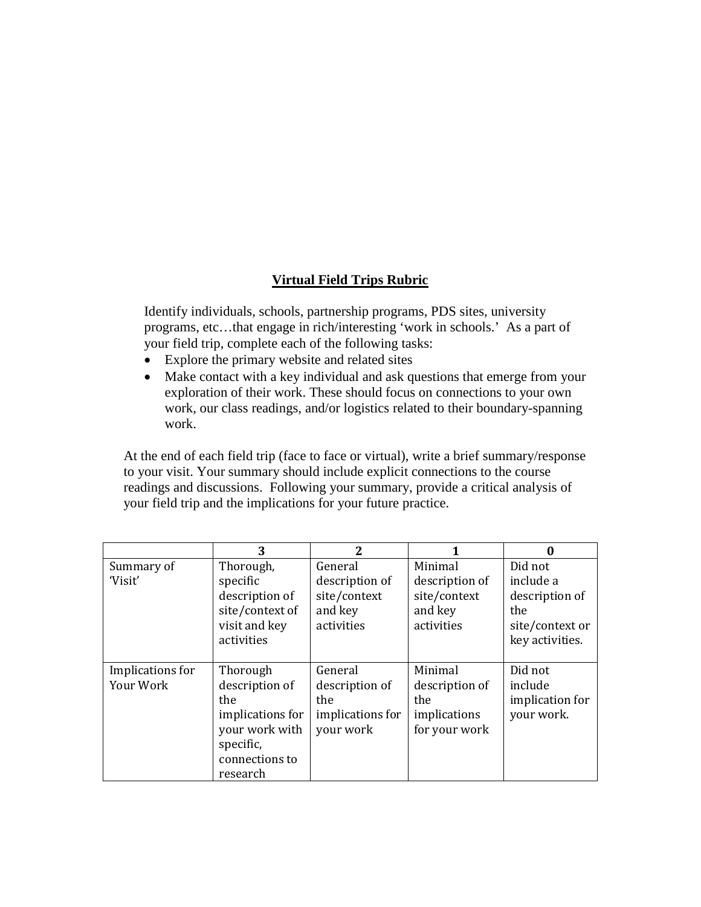## Virtual Field Trips Rubric

Identify individuals, schools, partnership programs, PDS sites, university programs, etc…that engage in rich/interesting 'work in schools.' As a part of your field trip, complete each of the following tasks:

- Explore the primary website and related sites
- Make contact with a key individual and ask questions that emerge from your exploration of their work. These should focus on connections to your own work, our class readings, and/or logistics related to their boundary-spanning work.

At the end of each field trip (face to face or virtual), write a brief summary/response to your visit. Your summary should include explicit connections to the course readings and discussions. Following your summary, provide a critical analysis of your field trip and the implications for your future practice.

| | 3 | 2 | 1 | 0 |
|---|---|---|---|---|
| Summary of 'Visit' | Thorough, specific description of site/context of visit and key activities | General description of site/context and key activities | Minimal description of site/context and key activities | Did not include a description of the site/context or key activities. |
| Implications for Your Work | Thorough description of the implications for your work with specific, connections to research | General description of the implications for your work | Minimal description of the implications for your work | Did not include implication for your work. |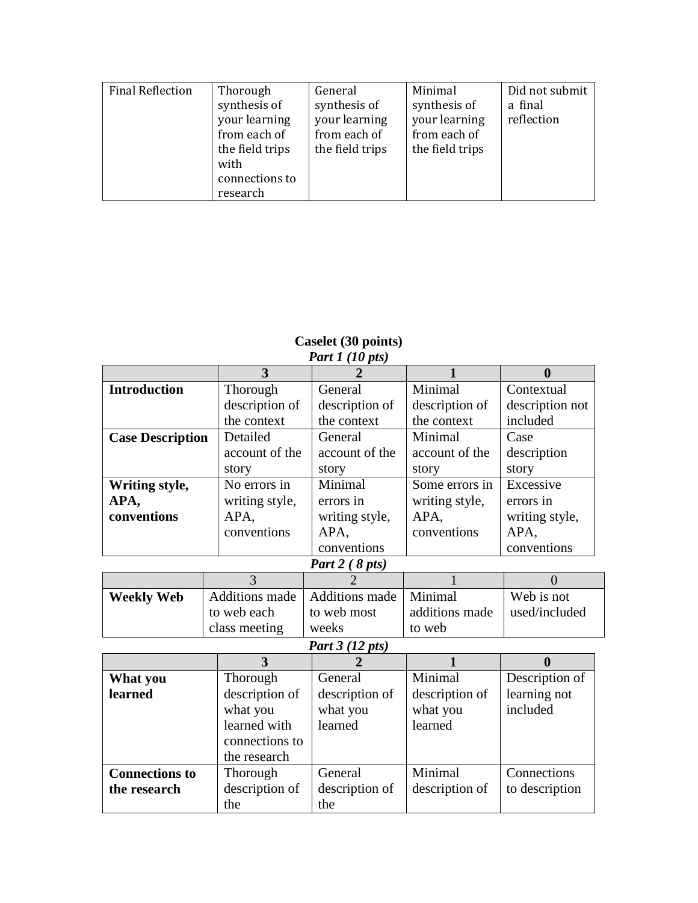| | | | | |
|---|---|---|---|---|
| Final Reflection | Thorough synthesis of your learning from each of the field trips with connections to research | General synthesis of your learning from each of the field trips | Minimal synthesis of your learning from each of the field trips | Did not submit a final reflection |

**Caselet (30 points)**

***Part 1 (10 pts)***

| | 3 | 2 | 1 | 0 |
|---|---|---|---|---|
| **Introduction** | Thorough description of the context | General description of the context | Minimal description of the context | Contextual description not included |
| **Case Description** | Detailed account of the story | General account of the story | Minimal account of the story | Case description story |
| **Writing style, APA, conventions** | No errors in writing style, APA, conventions | Minimal errors in writing style, APA, conventions | Some errors in writing style, APA, conventions | Excessive errors in writing style, APA, conventions |

***Part 2 ( 8 pts)***

| | 3 | 2 | 1 | 0 |
|---|---|---|---|---|
| **Weekly Web** | Additions made to web each class meeting | Additions made to web most weeks | Minimal additions made to web | Web is not used/included |

***Part 3 (12 pts)***

| | 3 | 2 | 1 | 0 |
|---|---|---|---|---|
| **What you learned** | Thorough description of what you learned with connections to the research | General description of what you learned | Minimal description of what you learned | Description of learning not included |
| **Connections to the research** | Thorough description of the | General description of the | Minimal description of | Connections to description |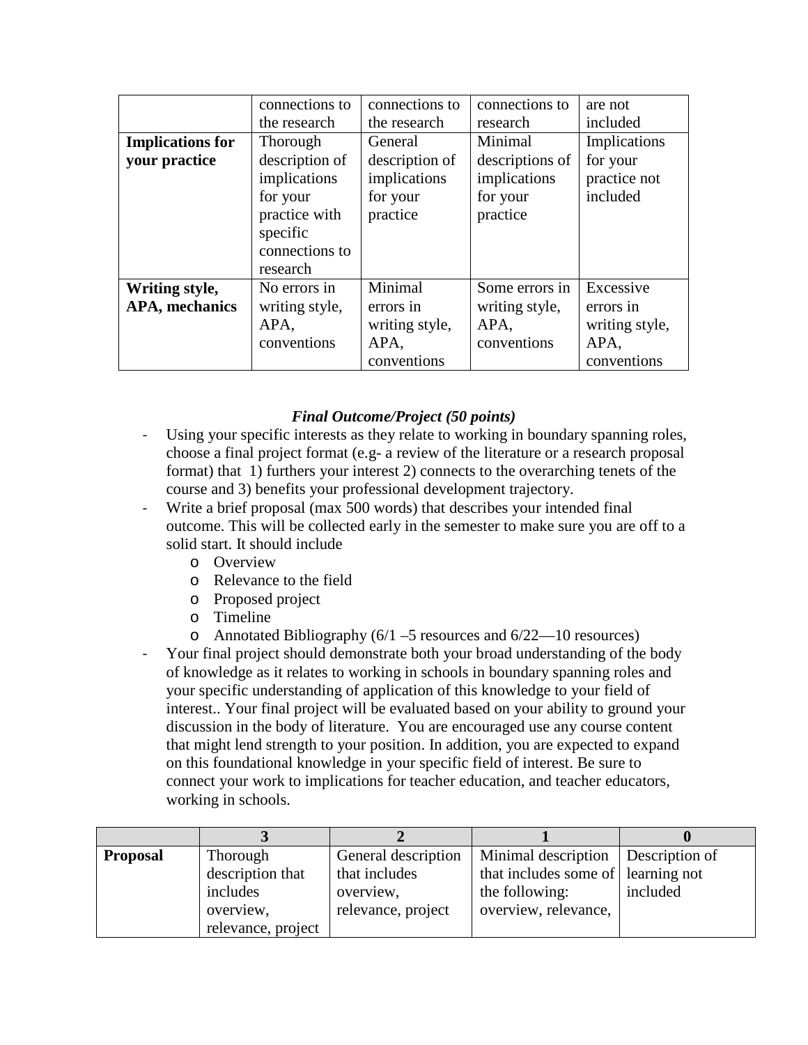|  | connections to the research | connections to the research | connections to research | are not included |
|---|---|---|---|---|
| **Implications for your practice** | Thorough description of implications for your practice with specific connections to research | General description of implications for your practice | Minimal descriptions of implications for your practice | Implications for your practice not included |
| **Writing style, APA, mechanics** | No errors in writing style, APA, conventions | Minimal errors in writing style, APA, conventions | Some errors in writing style, APA, conventions | Excessive errors in writing style, APA, conventions |

***Final Outcome/Project (50 points)***

- Using your specific interests as they relate to working in boundary spanning roles, choose a final project format (e.g- a review of the literature or a research proposal format) that 1) furthers your interest 2) connects to the overarching tenets of the course and 3) benefits your professional development trajectory.
- Write a brief proposal (max 500 words) that describes your intended final outcome. This will be collected early in the semester to make sure you are off to a solid start. It should include
  - Overview
  - Relevance to the field
  - Proposed project
  - Timeline
  - Annotated Bibliography (6/1 –5 resources and 6/22—10 resources)
- Your final project should demonstrate both your broad understanding of the body of knowledge as it relates to working in schools in boundary spanning roles and your specific understanding of application of this knowledge to your field of interest.. Your final project will be evaluated based on your ability to ground your discussion in the body of literature. You are encouraged use any course content that might lend strength to your position. In addition, you are expected to expand on this foundational knowledge in your specific field of interest. Be sure to connect your work to implications for teacher education, and teacher educators, working in schools.

|  | **3** | **2** | **1** | **0** |
|---|---|---|---|---|
| **Proposal** | Thorough description that includes overview, relevance, project | General description that includes overview, relevance, project | Minimal description that includes some of the following: overview, relevance, | Description of learning not included |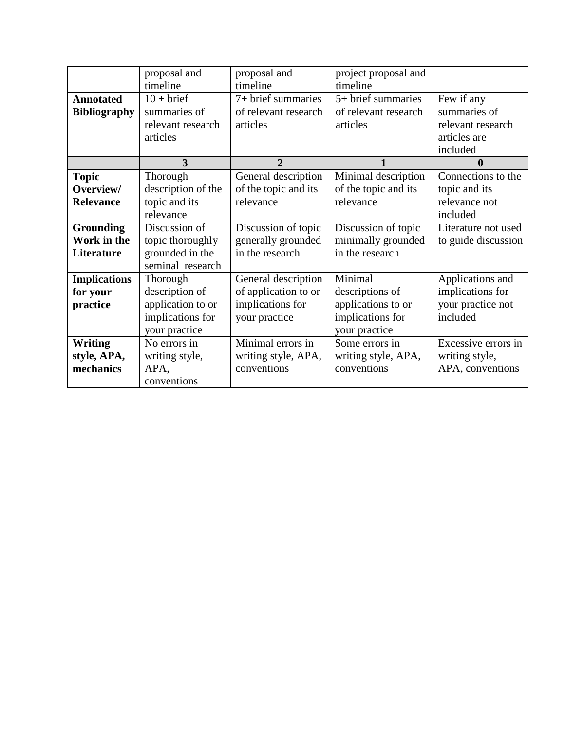| | | | | |
|---|---|---|---|---|
| | proposal and timeline | proposal and timeline | project proposal and timeline | |
| **Annotated Bibliography** | 10 + brief summaries of relevant research articles | 7+ brief summaries of relevant research articles | 5+ brief summaries of relevant research articles | Few if any summaries of relevant research articles are included |
| | **3** | **2** | **1** | **0** |
| **Topic Overview/ Relevance** | Thorough description of the topic and its relevance | General description of the topic and its relevance | Minimal description of the topic and its relevance | Connections to the topic and its relevance not included |
| **Grounding Work in the Literature** | Discussion of topic thoroughly grounded in the seminal research | Discussion of topic generally grounded in the research | Discussion of topic minimally grounded in the research | Literature not used to guide discussion |
| **Implications for your practice** | Thorough description of application to or implications for your practice | General description of application to or implications for your practice | Minimal descriptions of applications to or implications for your practice | Applications and implications for your practice not included |
| **Writing style, APA, mechanics** | No errors in writing style, APA, conventions | Minimal errors in writing style, APA, conventions | Some errors in writing style, APA, conventions | Excessive errors in writing style, APA, conventions |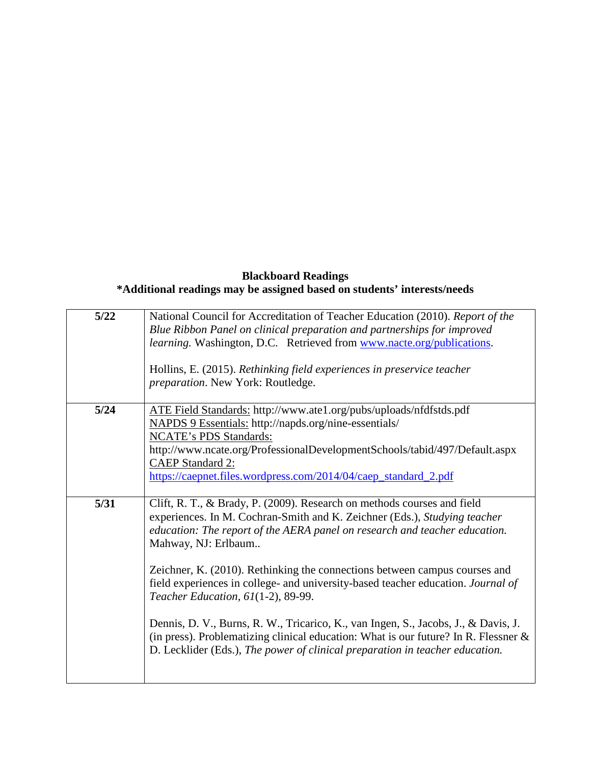**Blackboard Readings**
**\*Additional readings may be assigned based on students' interests/needs**

| | |
|---|---|
| **5/22** | National Council for Accreditation of Teacher Education (2010). *Report of the Blue Ribbon Panel on clinical preparation and partnerships for improved learning.* Washington, D.C. Retrieved from www.nacte.org/publications.<br><br>Hollins, E. (2015). *Rethinking field experiences in preservice teacher preparation*. New York: Routledge. |
| **5/24** | ATE Field Standards: http://www.ate1.org/pubs/uploads/nfdfstds.pdf<br>NAPDS 9 Essentials: http://napds.org/nine-essentials/<br>NCATE's PDS Standards:<br>http://www.ncate.org/ProfessionalDevelopmentSchools/tabid/497/Default.aspx<br>CAEP Standard 2:<br>https://caepnet.files.wordpress.com/2014/04/caep_standard_2.pdf |
| **5/31** | Clift, R. T., & Brady, P. (2009). Research on methods courses and field experiences. In M. Cochran-Smith and K. Zeichner (Eds.), *Studying teacher education: The report of the AERA panel on research and teacher education.* Mahway, NJ: Erlbaum..<br><br>Zeichner, K. (2010). Rethinking the connections between campus courses and field experiences in college- and university-based teacher education. *Journal of Teacher Education, 61*(1-2), 89-99.<br><br>Dennis, D. V., Burns, R. W., Tricarico, K., van Ingen, S., Jacobs, J., & Davis, J. (in press). Problematizing clinical education: What is our future? In R. Flessner & D. Lecklider (Eds.), *The power of clinical preparation in teacher education.* |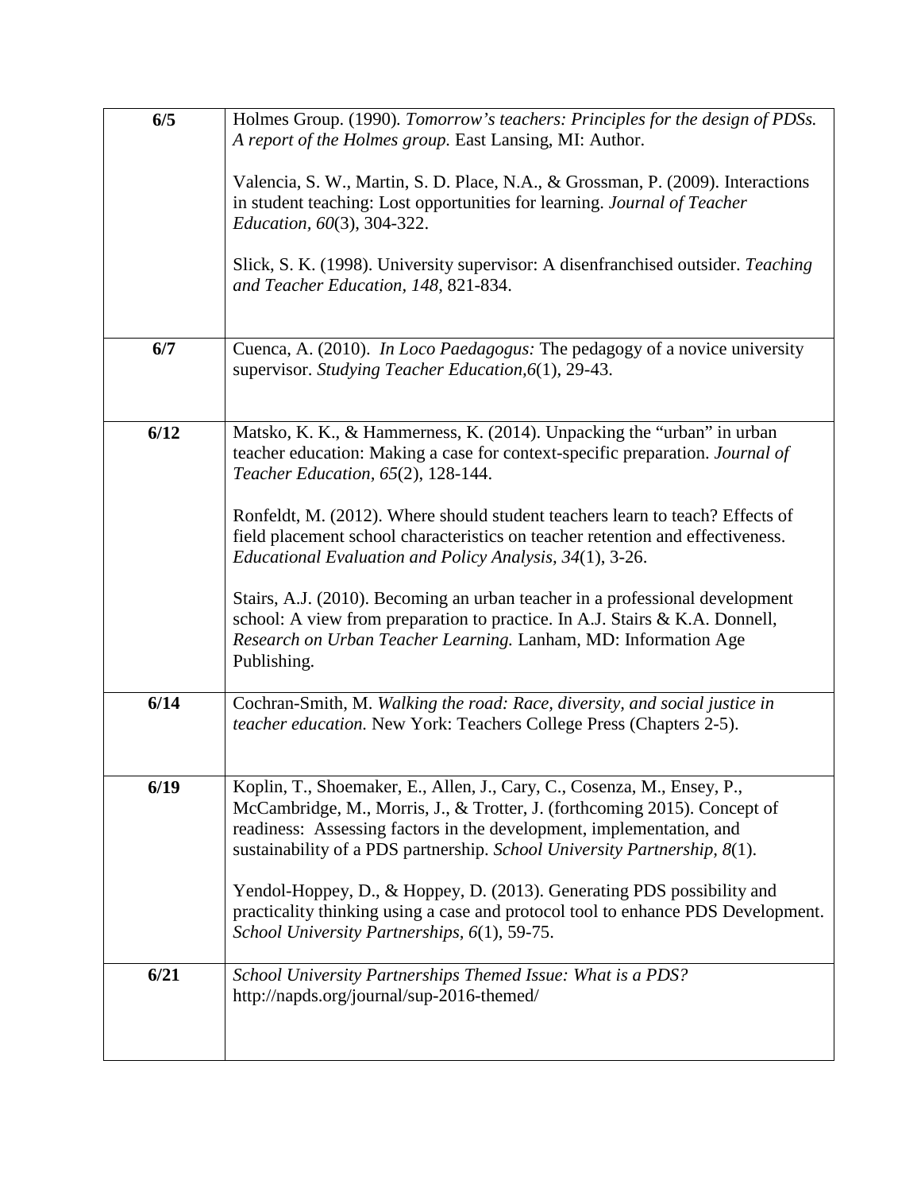| **6/5** | Holmes Group. (1990). *Tomorrow's teachers: Principles for the design of PDSs. A report of the Holmes group.* East Lansing, MI: Author.<br><br>Valencia, S. W., Martin, S. D. Place, N.A., & Grossman, P. (2009). Interactions in student teaching: Lost opportunities for learning. *Journal of Teacher Education, 60*(3), 304-322.<br><br>Slick, S. K. (1998). University supervisor: A disenfranchised outsider. *Teaching and Teacher Education, 148*, 821-834. |
|---|---|
| **6/7** | Cuenca, A. (2010). *In Loco Paedagogus:* The pedagogy of a novice university supervisor. *Studying Teacher Education,6*(1), 29-43. |
| **6/12** | Matsko, K. K., & Hammerness, K. (2014). Unpacking the "urban" in urban teacher education: Making a case for context-specific preparation. *Journal of Teacher Education, 65*(2), 128-144.<br><br>Ronfeldt, M. (2012). Where should student teachers learn to teach? Effects of field placement school characteristics on teacher retention and effectiveness. *Educational Evaluation and Policy Analysis, 34*(1), 3-26.<br><br>Stairs, A.J. (2010). Becoming an urban teacher in a professional development school: A view from preparation to practice. In A.J. Stairs & K.A. Donnell, *Research on Urban Teacher Learning.* Lanham, MD: Information Age Publishing. |
| **6/14** | Cochran-Smith, M. *Walking the road: Race, diversity, and social justice in teacher education.* New York: Teachers College Press (Chapters 2-5). |
| **6/19** | Koplin, T., Shoemaker, E., Allen, J., Cary, C., Cosenza, M., Ensey, P., McCambridge, M., Morris, J., & Trotter, J. (forthcoming 2015). Concept of readiness: Assessing factors in the development, implementation, and sustainability of a PDS partnership. *School University Partnership, 8*(1).<br><br>Yendol-Hoppey, D., & Hoppey, D. (2013). Generating PDS possibility and practicality thinking using a case and protocol tool to enhance PDS Development. *School University Partnerships, 6*(1), 59-75. |
| **6/21** | *School University Partnerships Themed Issue: What is a PDS?* http://napds.org/journal/sup-2016-themed/ |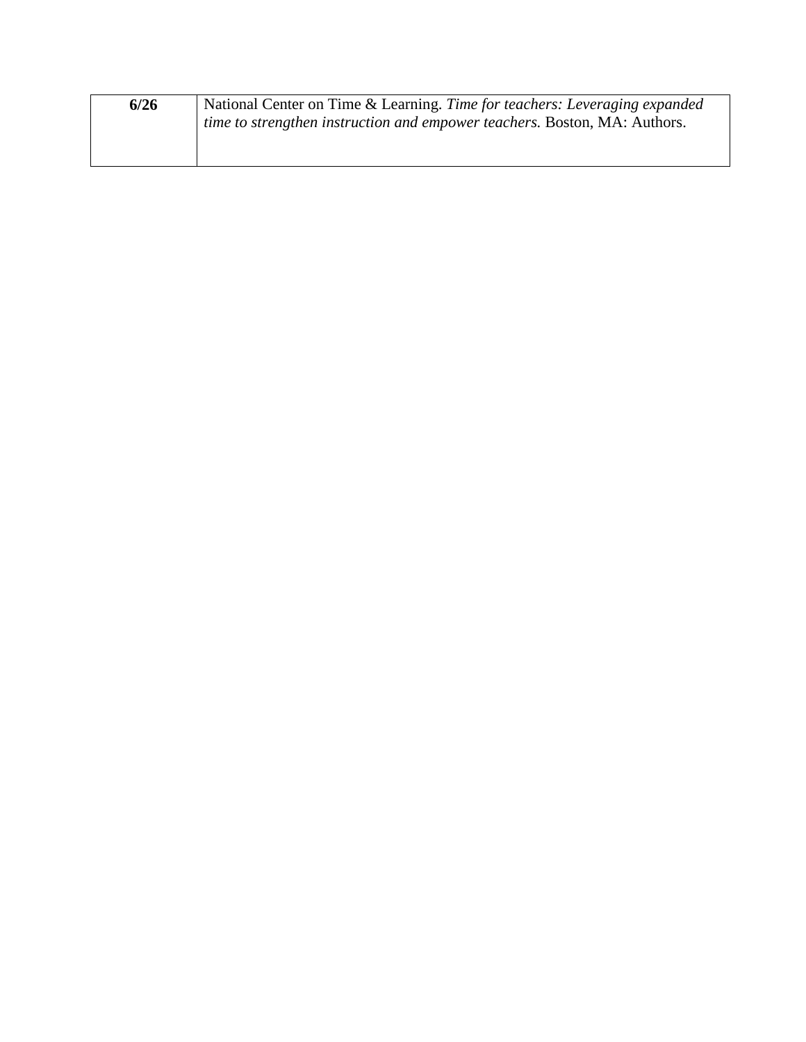| | |
|---|---|
| **6/26** | National Center on Time & Learning. *Time for teachers: Leveraging expanded time to strengthen instruction and empower teachers.* Boston, MA: Authors. |